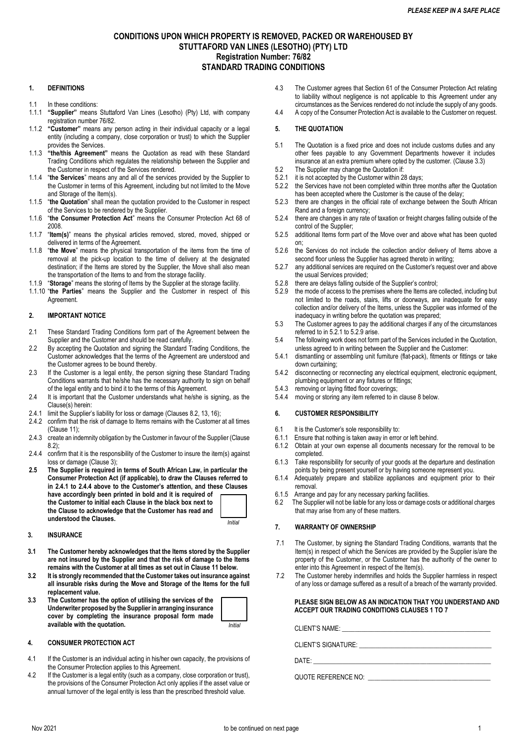*PLEASE KEEP IN A SAFE PLACE*

# CONDITIONS UPON WHICH PROPERTY IS REMOVED, PACKED OR WAREHOUSED BY STUTTAFORD VAN LINES (LESOTHO) (PTY) LTD
## Registration Number: 76/82
## STANDARD TRADING CONDITIONS

### 1. DEFINITIONS

1.1 In these conditions:

1.1.1 **"Supplier"** means Stuttaford Van Lines (Lesotho) (Pty) Ltd, with company registration number 76/82.

1.1.2 **"Customer"** means any person acting in their individual capacity or a legal entity (including a company, close corporation or trust) to which the Supplier provides the Services.

1.1.3 **"the/this Agreement"** means the Quotation as read with these Standard Trading Conditions which regulates the relationship between the Supplier and the Customer in respect of the Services rendered.

1.1.4 "**the Services**" means any and all of the services provided by the Supplier to the Customer in terms of this Agreement, including but not limited to the Move and Storage of the Item(s).

1.1.5 "**the Quotation**" shall mean the quotation provided to the Customer in respect of the Services to be rendered by the Supplier.

1.1.6 "**the Consumer Protection Act**" means the Consumer Protection Act 68 of 2008.

1.1.7 "**Item(s)**" means the physical articles removed, stored, moved, shipped or delivered in terms of the Agreement.

1.1.8 "**the Move**" means the physical transportation of the items from the time of removal at the pick-up location to the time of delivery at the designated destination; if the Items are stored by the Supplier, the Move shall also mean the transportation of the Items to and from the storage facility.

1.1.9 "**Storage**" means the storing of Items by the Supplier at the storage facility.

1.1.10 "**the Parties**" means the Supplier and the Customer in respect of this Agreement.

### 2. IMPORTANT NOTICE

2.1 These Standard Trading Conditions form part of the Agreement between the Supplier and the Customer and should be read carefully.

2.2 By accepting the Quotation and signing the Standard Trading Conditions, the Customer acknowledges that the terms of the Agreement are understood and the Customer agrees to be bound thereby.

2.3 If the Customer is a legal entity, the person signing these Standard Trading Conditions warrants that he/she has the necessary authority to sign on behalf of the legal entity and to bind it to the terms of this Agreement.

2.4 It is important that the Customer understands what he/she is signing, as the Clause(s) herein:

2.4.1 limit the Supplier's liability for loss or damage (Clauses 8.2, 13, 16);

2.4.2 confirm that the risk of damage to Items remains with the Customer at all times (Clause 11);

2.4.3 create an indemnity obligation by the Customer in favour of the Supplier (Clause 8.2);

2.4.4 confirm that it is the responsibility of the Customer to insure the item(s) against loss or damage (Clause 3);

**2.5 The Supplier is required in terms of South African Law, in particular the Consumer Protection Act (if applicable), to draw the Clauses referred to in 2.4.1 to 2.4.4 above to the Customer's attention, and these Clauses have accordingly been printed in bold and it is required of the Customer to initial each Clause in the black box next to the Clause to acknowledge that the Customer has read and understood the Clauses.**

*Initial*

### 3. INSURANCE

**3.1 The Customer hereby acknowledges that the Items stored by the Supplier are not insured by the Supplier and that the risk of damage to the Items remains with the Customer at all times as set out in Clause 11 below.**

**3.2 It is strongly recommended that the Customer takes out insurance against all insurable risks during the Move and Storage of the Items for the full replacement value.**

**3.3 The Customer has the option of utilising the services of the Underwriter proposed by the Supplier in arranging insurance cover by completing the insurance proposal form made available with the quotation.**

*Initial*

### 4. CONSUMER PROTECTION ACT

4.1 If the Customer is an individual acting in his/her own capacity, the provisions of the Consumer Protection applies to this Agreement.

4.2 If the Customer is a legal entity (such as a company, close corporation or trust), the provisions of the Consumer Protection Act only applies if the asset value or annual turnover of the legal entity is less than the prescribed threshold value.

4.3 The Customer agrees that Section 61 of the Consumer Protection Act relating to liability without negligence is not applicable to this Agreement under any circumstances as the Services rendered do not include the supply of any goods.

4.4 A copy of the Consumer Protection Act is available to the Customer on request.

### 5. THE QUOTATION

5.1 The Quotation is a fixed price and does not include customs duties and any other fees payable to any Government Departments however it includes insurance at an extra premium where opted by the customer. (Clause 3.3)

5.2 The Supplier may change the Quotation if:

5.2.1 it is not accepted by the Customer within 28 days;

5.2.2 the Services have not been completed within three months after the Quotation has been accepted where the Customer is the cause of the delay;

5.2.3 there are changes in the official rate of exchange between the South African Rand and a foreign currency;

5.2.4 there are changes in any rate of taxation or freight charges falling outside of the control of the Supplier;

5.2.5 additional Items form part of the Move over and above what has been quoted on;

5.2.6 the Services do not include the collection and/or delivery of Items above a second floor unless the Supplier has agreed thereto in writing;

5.2.7 any additional services are required on the Customer's request over and above the usual Services provided;

5.2.8 there are delays falling outside of the Supplier's control;

5.2.9 the mode of access to the premises where the Items are collected, including but not limited to the roads, stairs, lifts or doorways, are inadequate for easy collection and/or delivery of the Items, unless the Supplier was informed of the inadequacy in writing before the quotation was prepared;

5.3 The Customer agrees to pay the additional charges if any of the circumstances referred to in 5.2.1 to 5.2.9 arise.

5.4 The following work does not form part of the Services included in the Quotation, unless agreed to in writing between the Supplier and the Customer:

5.4.1 dismantling or assembling unit furniture (flat-pack), fitments or fittings or take down curtaining;

5.4.2 disconnecting or reconnecting any electrical equipment, electronic equipment, plumbing equipment or any fixtures or fittings;

5.4.3 removing or laying fitted floor coverings;

5.4.4 moving or storing any item referred to in clause 8 below.

### 6. CUSTOMER RESPONSIBILITY

6.1 It is the Customer's sole responsibility to:

6.1.1 Ensure that nothing is taken away in error or left behind.

6.1.2 Obtain at your own expense all documents necessary for the removal to be completed.

6.1.3 Take responsibility for security of your goods at the departure and destination points by being present yourself or by having someone represent you.

6.1.4 Adequately prepare and stabilize appliances and equipment prior to their removal.

6.1.5 Arrange and pay for any necessary parking facilities.

6.2 The Supplier will not be liable for any loss or damage costs or additional charges that may arise from any of these matters.

### 7. WARRANTY OF OWNERSHIP

7.1 The Customer, by signing the Standard Trading Conditions, warrants that the Item(s) in respect of which the Services are provided by the Supplier is/are the property of the Customer, or the Customer has the authority of the owner to enter into this Agreement in respect of the Item(s).

7.2 The Customer hereby indemnifies and holds the Supplier harmless in respect of any loss or damage suffered as a result of a breach of the warranty provided.

**PLEASE SIGN BELOW AS AN INDICATION THAT YOU UNDERSTAND AND ACCEPT OUR TRADING CONDITIONS CLAUSES 1 TO 7**

CLIENT'S NAME: ______________________________

CLIENT'S SIGNATURE: ______________________________

DATE: ______________________________

QUOTE REFERENCE NO: ______________________________

Nov 2021 — to be continued on next page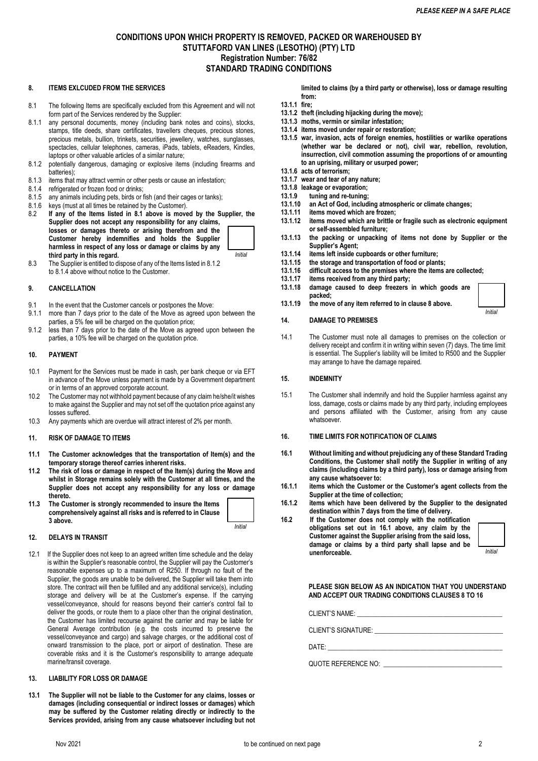# CONDITIONS UPON WHICH PROPERTY IS REMOVED, PACKED OR WAREHOUSED BY STUTTAFORD VAN LINES (LESOTHO) (PTY) LTD

## Registration Number: 76/82

## STANDARD TRADING CONDITIONS

### 8. ITEMS EXLCUDED FROM THE SERVICES

8.1 The following Items are specifically excluded from this Agreement and will not form part of the Services rendered by the Supplier:

8.1.1 any personal documents, money (including bank notes and coins), stocks, stamps, title deeds, share certificates, travellers cheques, precious stones, precious metals, bullion, trinkets, securities, jewellery, watches, sunglasses, spectacles, cellular telephones, cameras, iPads, tablets, eReaders, Kindles, laptops or other valuable articles of a similar nature;

8.1.2 potentially dangerous, damaging or explosive items (including firearms and batteries);

8.1.3 items that may attract vermin or other pests or cause an infestation;

8.1.4 refrigerated or frozen food or drinks;

8.1.5 any animals including pets, birds or fish (and their cages or tanks);

8.1.6 keys (must at all times be retained by the Customer).

**8.2 If any of the Items listed in 8.1 above is moved by the Supplier, the Supplier does not accept any responsibility for any claims, losses or damages thereto or arising therefrom and the Customer hereby indemnifies and holds the Supplier harmless in respect of any loss or damage or claims by any third party in this regard.**

*Initial*

8.3 The Supplier is entitled to dispose of any of the Items listed in 8.1.2 to 8.1.4 above without notice to the Customer.

### 9. CANCELLATION

9.1 In the event that the Customer cancels or postpones the Move:

9.1.1 more than 7 days prior to the date of the Move as agreed upon between the parties, a 5% fee will be charged on the quotation price;

9.1.2 less than 7 days prior to the date of the Move as agreed upon between the parties, a 10% fee will be charged on the quotation price.

### 10. PAYMENT

10.1 Payment for the Services must be made in cash, per bank cheque or via EFT in advance of the Move unless payment is made by a Government department or in terms of an approved corporate account.

10.2 The Customer may not withhold payment because of any claim he/she/it wishes to make against the Supplier and may not set off the quotation price against any losses suffered.

10.3 Any payments which are overdue will attract interest of 2% per month.

### 11. RISK OF DAMAGE TO ITEMS

**11.1 The Customer acknowledges that the transportation of Item(s) and the temporary storage thereof carries inherent risks.**

**11.2 The risk of loss or damage in respect of the Item(s) during the Move and whilst in Storage remains solely with the Customer at all times, and the Supplier does not accept any responsibility for any loss or damage thereto.**

**11.3 The Customer is strongly recommended to insure the Items comprehensively against all risks and is referred to in Clause 3 above.**

*Initial*

### 12. DELAYS IN TRANSIT

12.1 If the Supplier does not keep to an agreed written time schedule and the delay is within the Supplier's reasonable control, the Supplier will pay the Customer's reasonable expenses up to a maximum of R250. If through no fault of the Supplier, the goods are unable to be delivered, the Supplier will take them into store. The contract will then be fulfilled and any additional service(s), including storage and delivery will be at the Customer's expense. If the carrying vessel/conveyance, should for reasons beyond their carrier's control fail to deliver the goods, or route them to a place other than the original destination, the Customer has limited recourse against the carrier and may be liable for General Average contribution (e.g. the costs incurred to preserve the vessel/conveyance and cargo) and salvage charges, or the additional cost of onward transmission to the place, port or airport of destination. These are coverable risks and it is the Customer's responsibility to arrange adequate marine/transit coverage.

### 13. LIABILITY FOR LOSS OR DAMAGE

**13.1 The Supplier will not be liable to the Customer for any claims, losses or damages (including consequential or indirect losses or damages) which may be suffered by the Customer relating directly or indirectly to the Services provided, arising from any cause whatsoever including but not limited to claims (by a third party or otherwise), loss or damage resulting from:**

**13.1.1 fire;**

**13.1.2 theft (including hijacking during the move);**

**13.1.3 moths, vermin or similar infestation;**

**13.1.4 items moved under repair or restoration;**

**13.1.5 war, invasion, acts of foreign enemies, hostilities or warlike operations (whether war be declared or not), civil war, rebellion, revolution, insurrection, civil commotion assuming the proportions of or amounting to an uprising, military or usurped power;**

**13.1.6 acts of terrorism;**

**13.1.7 wear and tear of any nature;**

**13.1.8 leakage or evaporation;**

**13.1.9 tuning and re-tuning;**

**13.1.10 an Act of God, including atmospheric or climate changes;**

**13.1.11 items moved which are frozen;**

**13.1.12 items moved which are brittle or fragile such as electronic equipment or self-assembled furniture;**

**13.1.13 the packing or unpacking of items not done by Supplier or the Supplier's Agent;**

**13.1.14 items left inside cupboards or other furniture;**

**13.1.15 the storage and transportation of food or plants;**

**13.1.16 difficult access to the premises where the items are collected;**

**13.1.17 items received from any third party;**

**13.1.18 damage caused to deep freezers in which goods are packed;**

**13.1.19 the move of any item referred to in clause 8 above.**

*Initial*

### 14. DAMAGE TO PREMISES

14.1 The Customer must note all damages to premises on the collection or delivery receipt and confirm it in writing within seven (7) days. The time limit is essential. The Supplier's liability will be limited to R500 and the Supplier may arrange to have the damage repaired.

### 15. INDEMNITY

15.1 The Customer shall indemnify and hold the Supplier harmless against any loss, damage, costs or claims made by any third party, including employees and persons affiliated with the Customer, arising from any cause whatsoever.

### 16. TIME LIMITS FOR NOTIFICATION OF CLAIMS

**16.1 Without limiting and without prejudicing any of these Standard Trading Conditions, the Customer shall notify the Supplier in writing of any claims (including claims by a third party), loss or damage arising from any cause whatsoever to:**

**16.1.1 items which the Customer or the Customer's agent collects from the Supplier at the time of collection;**

**16.1.2 items which have been delivered by the Supplier to the designated destination within 7 days from the time of delivery.**

**16.2 If the Customer does not comply with the notification obligations set out in 16.1 above, any claim by the Customer against the Supplier arising from the said loss, damage or claims by a third party shall lapse and be unenforceable.**

*Initial*

**PLEASE SIGN BELOW AS AN INDICATION THAT YOU UNDERSTAND AND ACCEPT OUR TRADING CONDITIONS CLAUSES 8 TO 16**

CLIENT'S NAME: ____________________________________________

CLIENT'S SIGNATURE: ____________________________________________

DATE: ____________________________________________

QUOTE REFERENCE NO: ____________________________________________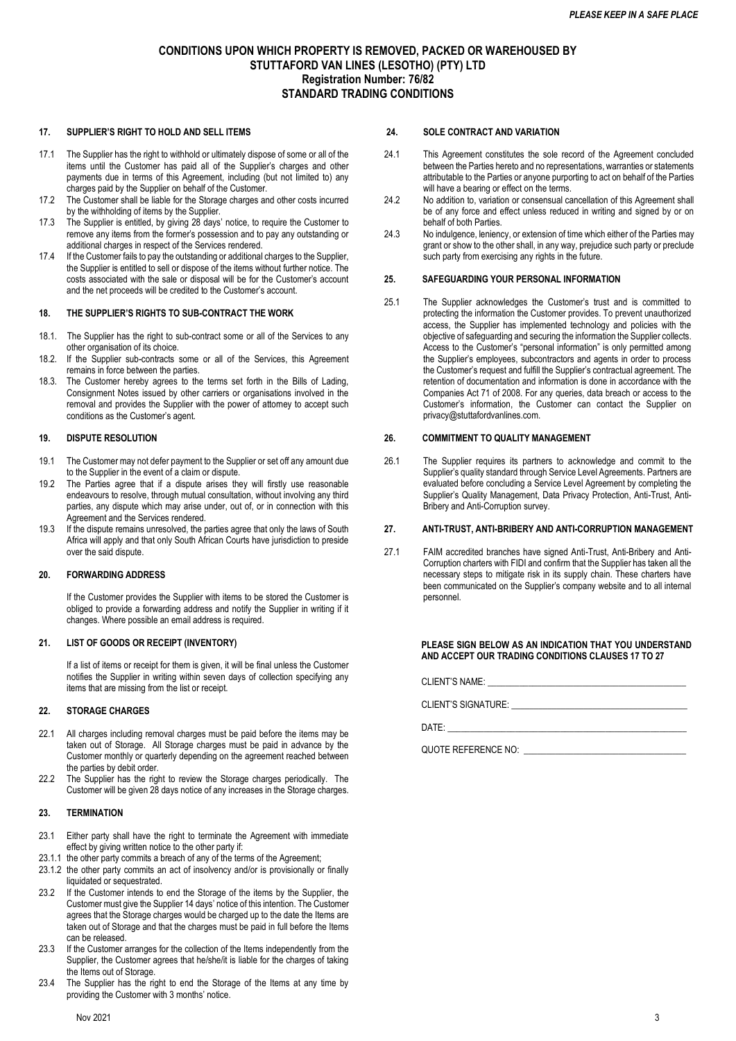*PLEASE KEEP IN A SAFE PLACE*

# CONDITIONS UPON WHICH PROPERTY IS REMOVED, PACKED OR WAREHOUSED BY STUTTAFORD VAN LINES (LESOTHO) (PTY) LTD
## Registration Number: 76/82
## STANDARD TRADING CONDITIONS

### 17. SUPPLIER'S RIGHT TO HOLD AND SELL ITEMS

17.1 The Supplier has the right to withhold or ultimately dispose of some or all of the items until the Customer has paid all of the Supplier's charges and other payments due in terms of this Agreement, including (but not limited to) any charges paid by the Supplier on behalf of the Customer.

17.2 The Customer shall be liable for the Storage charges and other costs incurred by the withholding of items by the Supplier.

17.3 The Supplier is entitled, by giving 28 days' notice, to require the Customer to remove any items from the former's possession and to pay any outstanding or additional charges in respect of the Services rendered.

17.4 If the Customer fails to pay the outstanding or additional charges to the Supplier, the Supplier is entitled to sell or dispose of the items without further notice. The costs associated with the sale or disposal will be for the Customer's account and the net proceeds will be credited to the Customer's account.

### 18. THE SUPPLIER'S RIGHTS TO SUB-CONTRACT THE WORK

18.1. The Supplier has the right to sub-contract some or all of the Services to any other organisation of its choice.

18.2. If the Supplier sub-contracts some or all of the Services, this Agreement remains in force between the parties.

18.3. The Customer hereby agrees to the terms set forth in the Bills of Lading, Consignment Notes issued by other carriers or organisations involved in the removal and provides the Supplier with the power of attorney to accept such conditions as the Customer's agent.

### 19. DISPUTE RESOLUTION

19.1 The Customer may not defer payment to the Supplier or set off any amount due to the Supplier in the event of a claim or dispute.

19.2 The Parties agree that if a dispute arises they will firstly use reasonable endeavours to resolve, through mutual consultation, without involving any third parties, any dispute which may arise under, out of, or in connection with this Agreement and the Services rendered.

19.3 If the dispute remains unresolved, the parties agree that only the laws of South Africa will apply and that only South African Courts have jurisdiction to preside over the said dispute.

### 20. FORWARDING ADDRESS

If the Customer provides the Supplier with items to be stored the Customer is obliged to provide a forwarding address and notify the Supplier in writing if it changes. Where possible an email address is required.

### 21. LIST OF GOODS OR RECEIPT (INVENTORY)

If a list of items or receipt for them is given, it will be final unless the Customer notifies the Supplier in writing within seven days of collection specifying any items that are missing from the list or receipt.

### 22. STORAGE CHARGES

22.1 All charges including removal charges must be paid before the items may be taken out of Storage. All Storage charges must be paid in advance by the Customer monthly or quarterly depending on the agreement reached between the parties by debit order.

22.2 The Supplier has the right to review the Storage charges periodically. The Customer will be given 28 days notice of any increases in the Storage charges.

### 23. TERMINATION

23.1 Either party shall have the right to terminate the Agreement with immediate effect by giving written notice to the other party if:

23.1.1 the other party commits a breach of any of the terms of the Agreement;

23.1.2 the other party commits an act of insolvency and/or is provisionally or finally liquidated or sequestrated.

23.2 If the Customer intends to end the Storage of the items by the Supplier, the Customer must give the Supplier 14 days' notice of this intention. The Customer agrees that the Storage charges would be charged up to the date the Items are taken out of Storage and that the charges must be paid in full before the Items can be released.

23.3 If the Customer arranges for the collection of the Items independently from the Supplier, the Customer agrees that he/she/it is liable for the charges of taking the Items out of Storage.

23.4 The Supplier has the right to end the Storage of the Items at any time by providing the Customer with 3 months' notice.

### 24. SOLE CONTRACT AND VARIATION

24.1 This Agreement constitutes the sole record of the Agreement concluded between the Parties hereto and no representations, warranties or statements attributable to the Parties or anyone purporting to act on behalf of the Parties will have a bearing or effect on the terms.

24.2 No addition to, variation or consensual cancellation of this Agreement shall be of any force and effect unless reduced in writing and signed by or on behalf of both Parties.

24.3 No indulgence, leniency, or extension of time which either of the Parties may grant or show to the other shall, in any way, prejudice such party or preclude such party from exercising any rights in the future.

### 25. SAFEGUARDING YOUR PERSONAL INFORMATION

25.1 The Supplier acknowledges the Customer's trust and is committed to protecting the information the Customer provides. To prevent unauthorized access, the Supplier has implemented technology and policies with the objective of safeguarding and securing the information the Supplier collects. Access to the Customer's "personal information" is only permitted among the Supplier's employees, subcontractors and agents in order to process the Customer's request and fulfill the Supplier's contractual agreement. The retention of documentation and information is done in accordance with the Companies Act 71 of 2008. For any queries, data breach or access to the Customer's information, the Customer can contact the Supplier on privacy@stuttafordvanlines.com.

### 26. COMMITMENT TO QUALITY MANAGEMENT

26.1 The Supplier requires its partners to acknowledge and commit to the Supplier's quality standard through Service Level Agreements. Partners are evaluated before concluding a Service Level Agreement by completing the Supplier's Quality Management, Data Privacy Protection, Anti-Trust, Anti-Bribery and Anti-Corruption survey.

### 27. ANTI-TRUST, ANTI-BRIBERY AND ANTI-CORRUPTION MANAGEMENT

27.1 FAIM accredited branches have signed Anti-Trust, Anti-Bribery and Anti-Corruption charters with FIDI and confirm that the Supplier has taken all the necessary steps to mitigate risk in its supply chain. These charters have been communicated on the Supplier's company website and to all internal personnel.

**PLEASE SIGN BELOW AS AN INDICATION THAT YOU UNDERSTAND AND ACCEPT OUR TRADING CONDITIONS CLAUSES 17 TO 27**

CLIENT'S NAME: ____________________________________________

CLIENT'S SIGNATURE: ______________________________________

DATE: ______________________________________________________

QUOTE REFERENCE NO: _____________________________________

Nov 2021